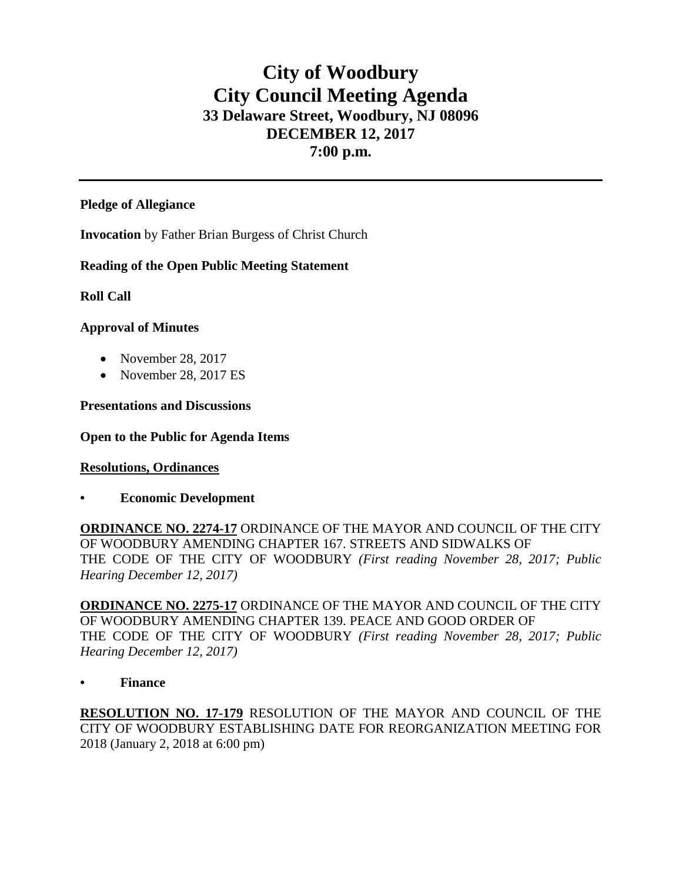# City of Woodbury
# City Council Meeting Agenda
## 33 Delaware Street, Woodbury, NJ 08096
## DECEMBER 12, 2017
## 7:00 p.m.

---

**Pledge of Allegiance**

**Invocation** by Father Brian Burgess of Christ Church

**Reading of the Open Public Meeting Statement**

**Roll Call**

**Approval of Minutes**

- November 28, 2017
- November 28, 2017 ES

**Presentations and Discussions**

**Open to the Public for Agenda Items**

**Resolutions, Ordinances**

- **Economic Development**

**ORDINANCE NO. 2274-17** ORDINANCE OF THE MAYOR AND COUNCIL OF THE CITY OF WOODBURY AMENDING CHAPTER 167. STREETS AND SIDWALKS OF THE CODE OF THE CITY OF WOODBURY *(First reading November 28, 2017; Public Hearing December 12, 2017)*

**ORDINANCE NO. 2275-17** ORDINANCE OF THE MAYOR AND COUNCIL OF THE CITY OF WOODBURY AMENDING CHAPTER 139. PEACE AND GOOD ORDER OF THE CODE OF THE CITY OF WOODBURY *(First reading November 28, 2017; Public Hearing December 12, 2017)*

- **Finance**

**RESOLUTION NO. 17-179** RESOLUTION OF THE MAYOR AND COUNCIL OF THE CITY OF WOODBURY ESTABLISHING DATE FOR REORGANIZATION MEETING FOR 2018 (January 2, 2018 at 6:00 pm)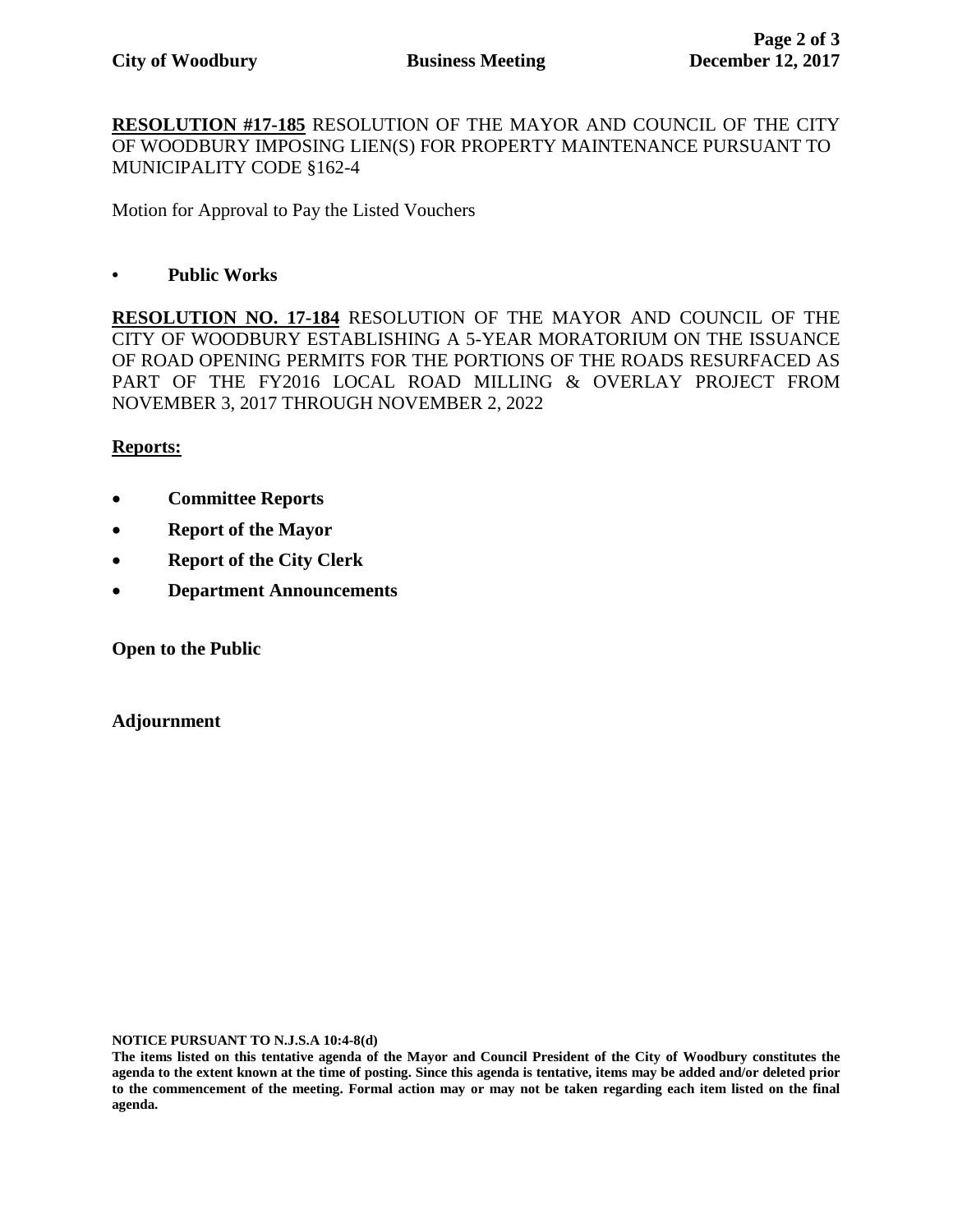**RESOLUTION #17-185** RESOLUTION OF THE MAYOR AND COUNCIL OF THE CITY OF WOODBURY IMPOSING LIEN(S) FOR PROPERTY MAINTENANCE PURSUANT TO MUNICIPALITY CODE §162-4

Motion for Approval to Pay the Listed Vouchers

- **Public Works**

**RESOLUTION NO. 17-184** RESOLUTION OF THE MAYOR AND COUNCIL OF THE CITY OF WOODBURY ESTABLISHING A 5-YEAR MORATORIUM ON THE ISSUANCE OF ROAD OPENING PERMITS FOR THE PORTIONS OF THE ROADS RESURFACED AS PART OF THE FY2016 LOCAL ROAD MILLING & OVERLAY PROJECT FROM NOVEMBER 3, 2017 THROUGH NOVEMBER 2, 2022

**Reports:**

- **Committee Reports**
- **Report of the Mayor**
- **Report of the City Clerk**
- **Department Announcements**

**Open to the Public**

**Adjournment**

**NOTICE PURSUANT TO N.J.S.A 10:4-8(d)**
**The items listed on this tentative agenda of the Mayor and Council President of the City of Woodbury constitutes the agenda to the extent known at the time of posting. Since this agenda is tentative, items may be added and/or deleted prior to the commencement of the meeting. Formal action may or may not be taken regarding each item listed on the final agenda.**